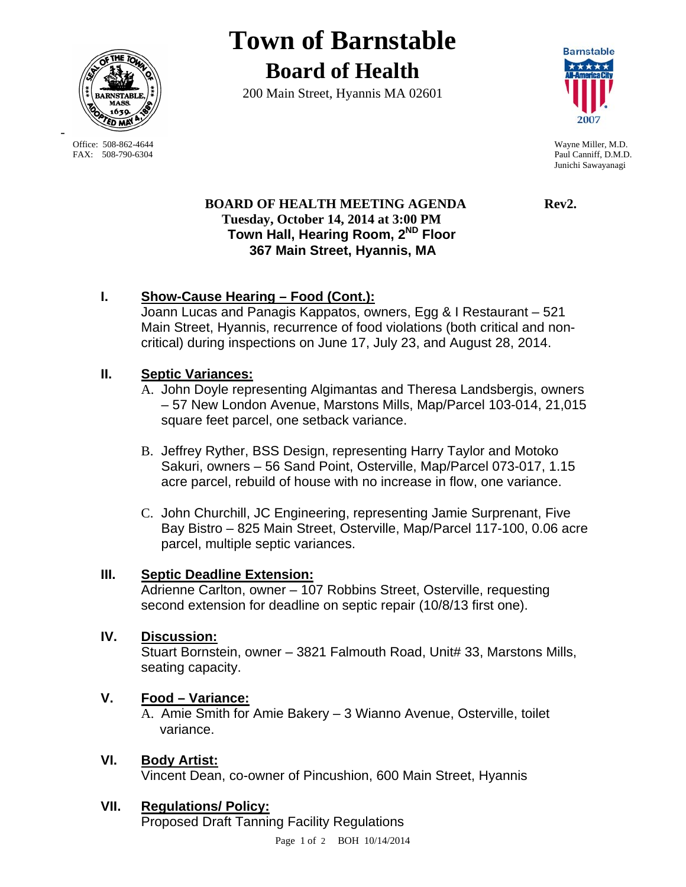# Town of Barnstable

## Board of Health

200 Main Street, Hyannis MA 02601

Office: 508-862-4644
FAX: 508-790-6304

Wayne Miller, M.D.
Paul Canniff, D.M.D.
Junichi Sawayanagi

**BOARD OF HEALTH MEETING AGENDA** **Rev2.**
**Tuesday, October 14, 2014 at 3:00 PM**
**Town Hall, Hearing Room, 2ND Floor**
**367 Main Street, Hyannis, MA**

**I. Show-Cause Hearing – Food (Cont.):**
Joann Lucas and Panagis Kappatos, owners, Egg & I Restaurant – 521 Main Street, Hyannis, recurrence of food violations (both critical and non-critical) during inspections on June 17, July 23, and August 28, 2014.

**II. Septic Variances:**

A. John Doyle representing Algimantas and Theresa Landsbergis, owners – 57 New London Avenue, Marstons Mills, Map/Parcel 103-014, 21,015 square feet parcel, one setback variance.

B. Jeffrey Ryther, BSS Design, representing Harry Taylor and Motoko Sakuri, owners – 56 Sand Point, Osterville, Map/Parcel 073-017, 1.15 acre parcel, rebuild of house with no increase in flow, one variance.

C. John Churchill, JC Engineering, representing Jamie Surprenant, Five Bay Bistro – 825 Main Street, Osterville, Map/Parcel 117-100, 0.06 acre parcel, multiple septic variances.

**III. Septic Deadline Extension:**
Adrienne Carlton, owner – 107 Robbins Street, Osterville, requesting second extension for deadline on septic repair (10/8/13 first one).

**IV. Discussion:**
Stuart Bornstein, owner – 3821 Falmouth Road, Unit# 33, Marstons Mills, seating capacity.

**V. Food – Variance:**

A. Amie Smith for Amie Bakery – 3 Wianno Avenue, Osterville, toilet variance.

**VI. Body Artist:**
Vincent Dean, co-owner of Pincushion, 600 Main Street, Hyannis

**VII. Regulations/ Policy:**
Proposed Draft Tanning Facility Regulations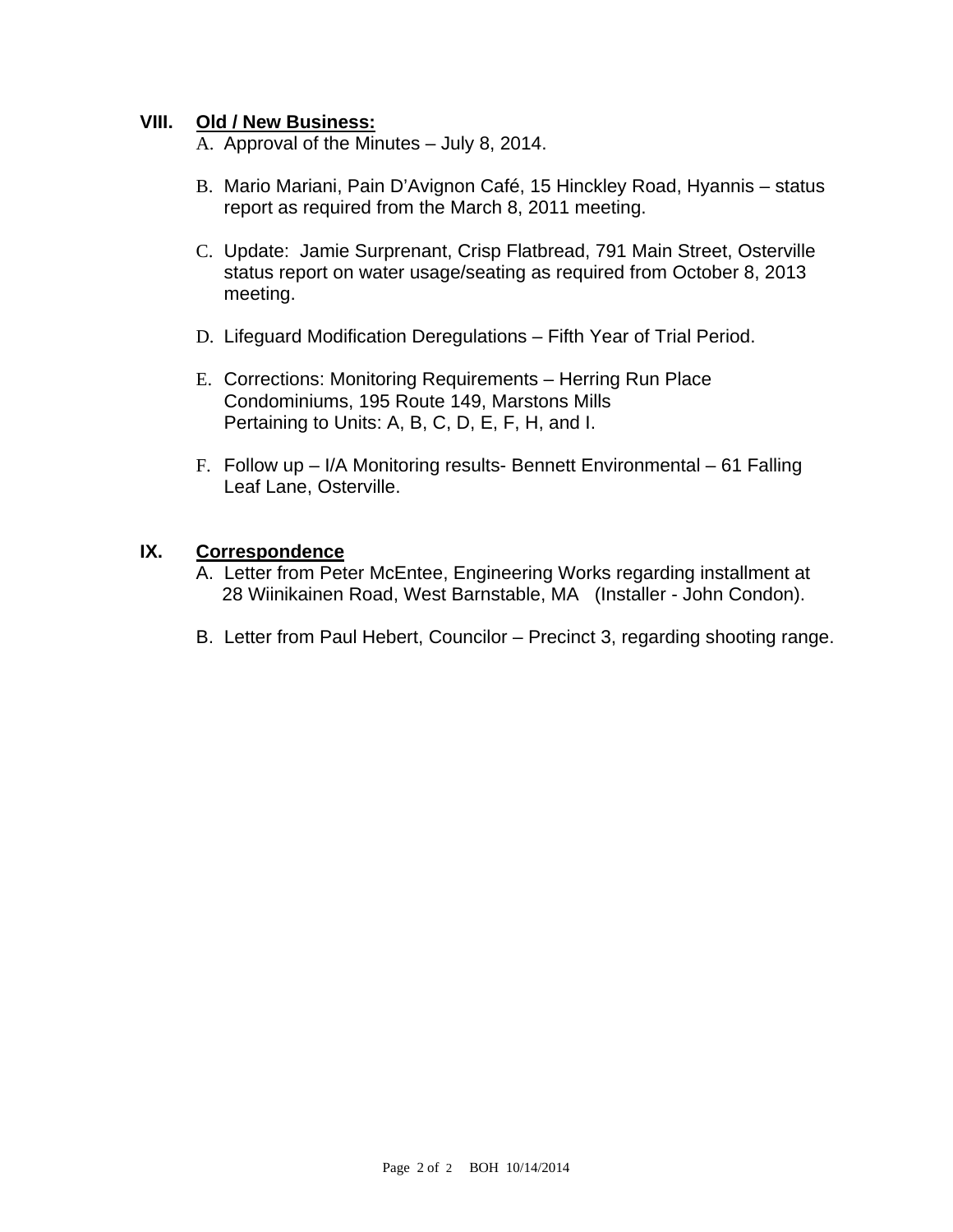## VIII. Old / New Business:

A. Approval of the Minutes – July 8, 2014.

B. Mario Mariani, Pain D'Avignon Café, 15 Hinckley Road, Hyannis – status report as required from the March 8, 2011 meeting.

C. Update: Jamie Surprenant, Crisp Flatbread, 791 Main Street, Osterville status report on water usage/seating as required from October 8, 2013 meeting.

D. Lifeguard Modification Deregulations – Fifth Year of Trial Period.

E. Corrections: Monitoring Requirements – Herring Run Place Condominiums, 195 Route 149, Marstons Mills
Pertaining to Units: A, B, C, D, E, F, H, and I.

F. Follow up – I/A Monitoring results- Bennett Environmental – 61 Falling Leaf Lane, Osterville.

## IX. Correspondence

A. Letter from Peter McEntee, Engineering Works regarding installment at 28 Wiinikainen Road, West Barnstable, MA (Installer - John Condon).

B. Letter from Paul Hebert, Councilor – Precinct 3, regarding shooting range.